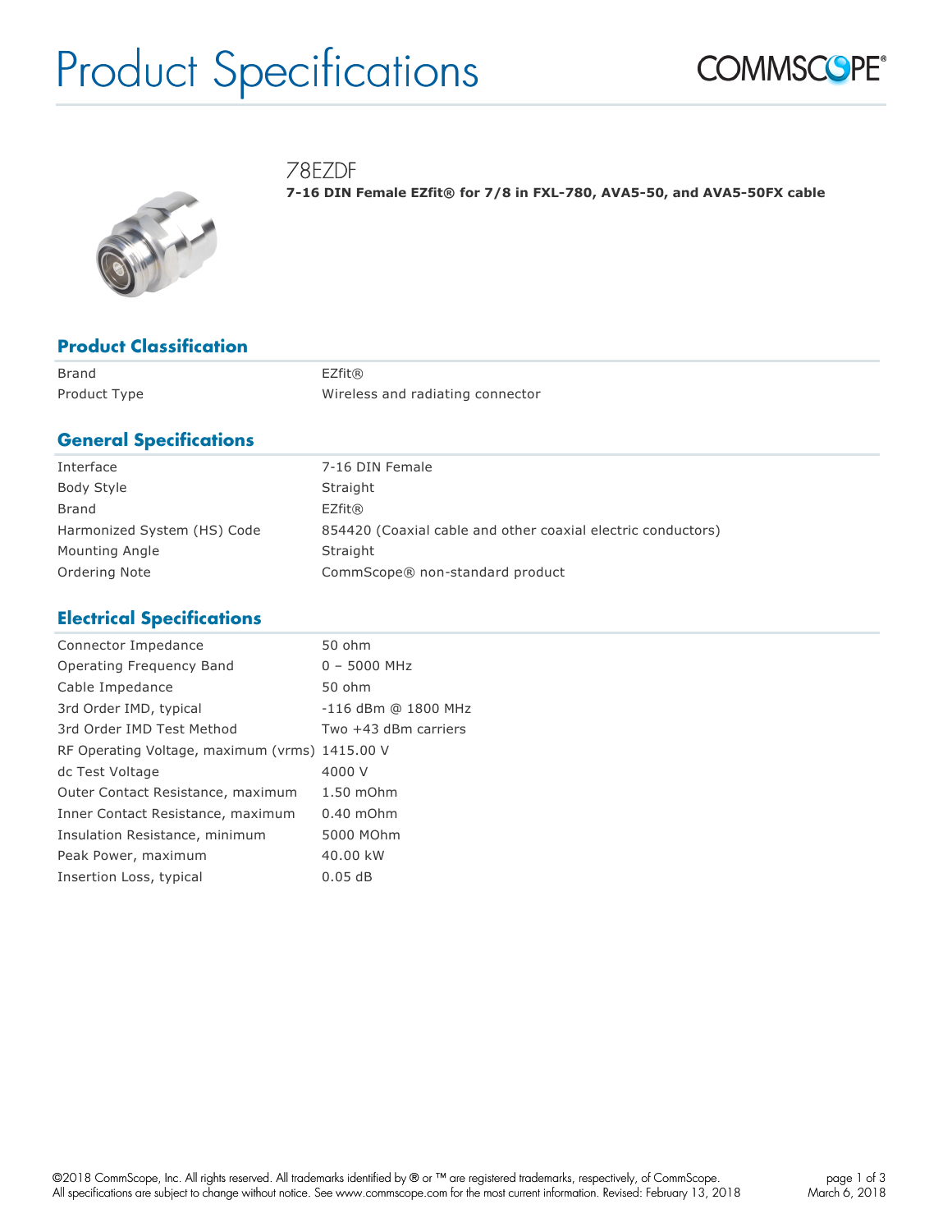# Product Specifications

COMMSCOPE®

## 78EZDF

**7-16 DIN Female EZfit® for 7/8 in FXL-780, AVA5-50, and AVA5-50FX cable**

## Product Classification

| | |
|---|---|
| Brand | EZfit® |
| Product Type | Wireless and radiating connector |

## General Specifications

| | |
|---|---|
| Interface | 7-16 DIN Female |
| Body Style | Straight |
| Brand | EZfit® |
| Harmonized System (HS) Code | 854420 (Coaxial cable and other coaxial electric conductors) |
| Mounting Angle | Straight |
| Ordering Note | CommScope® non-standard product |

## Electrical Specifications

| | |
|---|---|
| Connector Impedance | 50 ohm |
| Operating Frequency Band | 0 – 5000 MHz |
| Cable Impedance | 50 ohm |
| 3rd Order IMD, typical | -116 dBm @ 1800 MHz |
| 3rd Order IMD Test Method | Two +43 dBm carriers |
| RF Operating Voltage, maximum (vrms) | 1415.00 V |
| dc Test Voltage | 4000 V |
| Outer Contact Resistance, maximum | 1.50 mOhm |
| Inner Contact Resistance, maximum | 0.40 mOhm |
| Insulation Resistance, minimum | 5000 MOhm |
| Peak Power, maximum | 40.00 kW |
| Insertion Loss, typical | 0.05 dB |

©2018 CommScope, Inc. All rights reserved. All trademarks identified by ® or ™ are registered trademarks, respectively, of CommScope. All specifications are subject to change without notice. See www.commscope.com for the most current information. Revised: February 13, 2018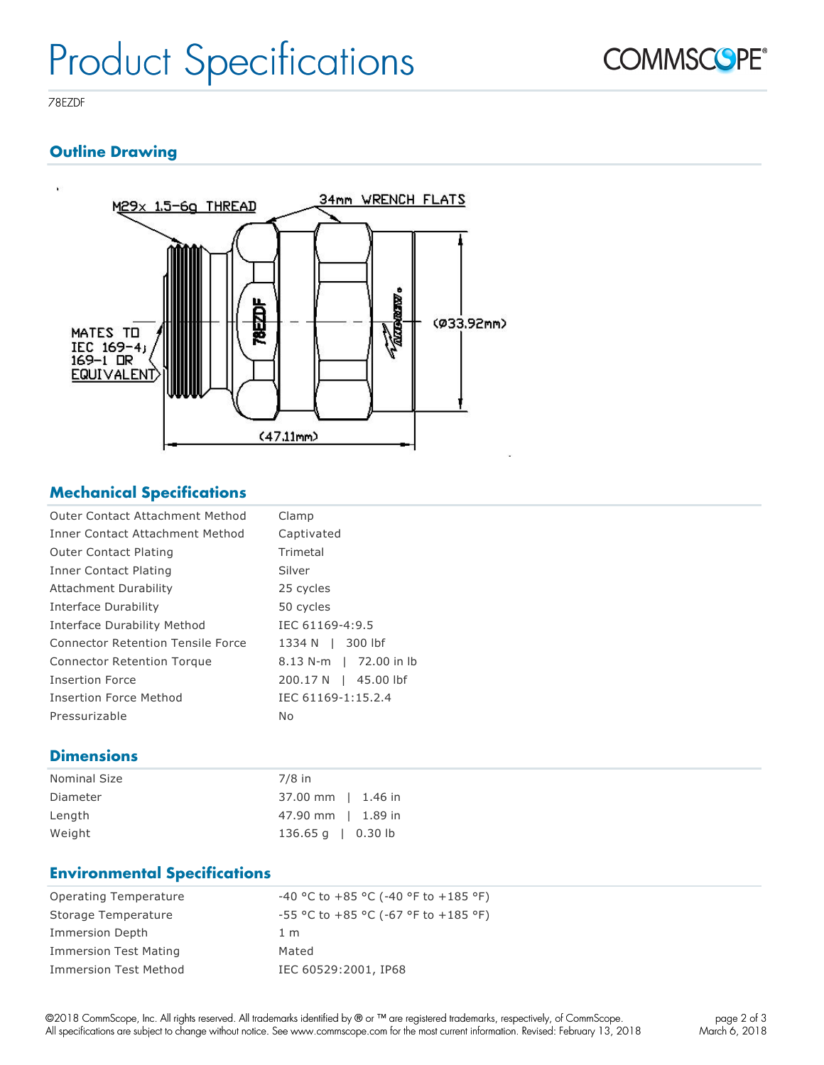78EZDF

## Outline Drawing

M29x 1.5-6g THREAD

34mm WRENCH FLATS

MATES TO IEC 169-4, 169-1 OR EQUIVALENT

78EZDF

(Ø33.92mm)

(47.11mm)

## Mechanical Specifications

| | |
|---|---|
| Outer Contact Attachment Method | Clamp |
| Inner Contact Attachment Method | Captivated |
| Outer Contact Plating | Trimetal |
| Inner Contact Plating | Silver |
| Attachment Durability | 25 cycles |
| Interface Durability | 50 cycles |
| Interface Durability Method | IEC 61169-4:9.5 |
| Connector Retention Tensile Force | 1334 N \| 300 lbf |
| Connector Retention Torque | 8.13 N-m \| 72.00 in lb |
| Insertion Force | 200.17 N \| 45.00 lbf |
| Insertion Force Method | IEC 61169-1:15.2.4 |
| Pressurizable | No |

## Dimensions

| | |
|---|---|
| Nominal Size | 7/8 in |
| Diameter | 37.00 mm \| 1.46 in |
| Length | 47.90 mm \| 1.89 in |
| Weight | 136.65 g \| 0.30 lb |

## Environmental Specifications

| | |
|---|---|
| Operating Temperature | -40 °C to +85 °C (-40 °F to +185 °F) |
| Storage Temperature | -55 °C to +85 °C (-67 °F to +185 °F) |
| Immersion Depth | 1 m |
| Immersion Test Mating | Mated |
| Immersion Test Method | IEC 60529:2001, IP68 |

©2018 CommScope, Inc. All rights reserved. All trademarks identified by ® or ™ are registered trademarks, respectively, of CommScope. All specifications are subject to change without notice. See www.commscope.com for the most current information. Revised: February 13, 2018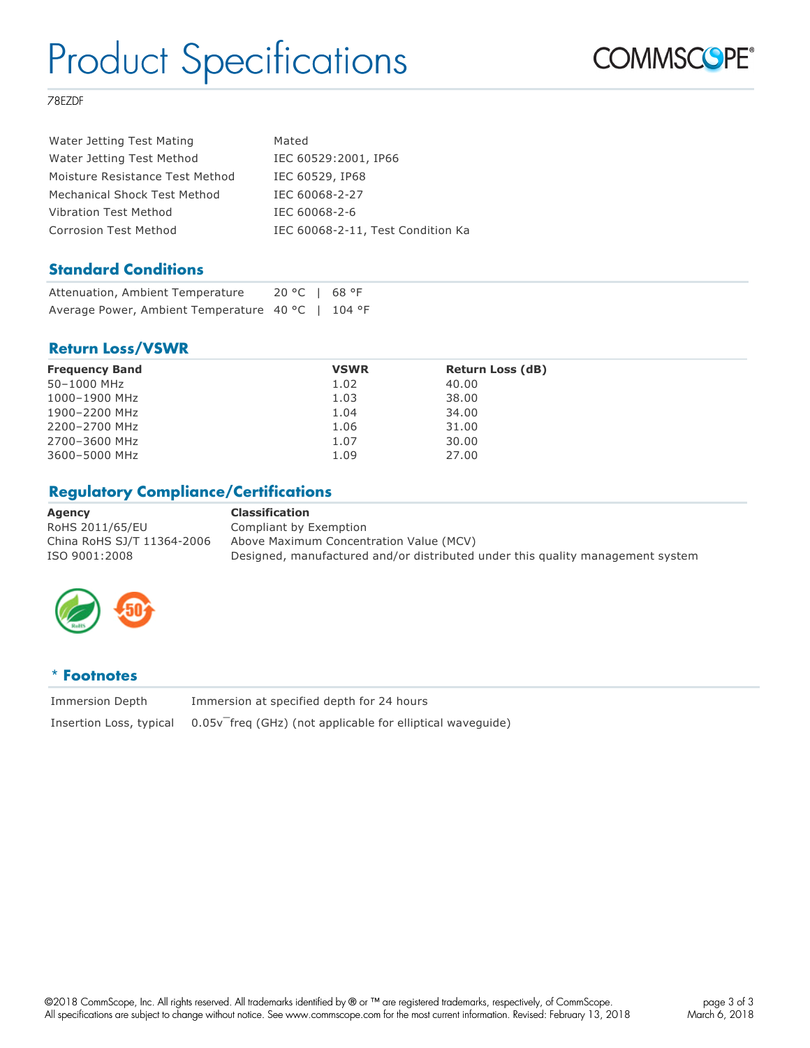# Product Specifications

78EZDF

| | |
|---|---|
| Water Jetting Test Mating | Mated |
| Water Jetting Test Method | IEC 60529:2001, IP66 |
| Moisture Resistance Test Method | IEC 60529, IP68 |
| Mechanical Shock Test Method | IEC 60068-2-27 |
| Vibration Test Method | IEC 60068-2-6 |
| Corrosion Test Method | IEC 60068-2-11, Test Condition Ka |

## Standard Conditions

| | |
|---|---|
| Attenuation, Ambient Temperature | 20 °C \| 68 °F |
| Average Power, Ambient Temperature | 40 °C \| 104 °F |

## Return Loss/VSWR

| Frequency Band | VSWR | Return Loss (dB) |
|---|---|---|
| 50–1000 MHz | 1.02 | 40.00 |
| 1000–1900 MHz | 1.03 | 38.00 |
| 1900–2200 MHz | 1.04 | 34.00 |
| 2200–2700 MHz | 1.06 | 31.00 |
| 2700–3600 MHz | 1.07 | 30.00 |
| 3600–5000 MHz | 1.09 | 27.00 |

## Regulatory Compliance/Certifications

| Agency | Classification |
|---|---|
| RoHS 2011/65/EU | Compliant by Exemption |
| China RoHS SJ/T 11364-2006 | Above Maximum Concentration Value (MCV) |
| ISO 9001:2008 | Designed, manufactured and/or distributed under this quality management system |

## * Footnotes

| | |
|---|---|
| Immersion Depth | Immersion at specified depth for 24 hours |
| Insertion Loss, typical | 0.05v¯freq (GHz) (not applicable for elliptical waveguide) |

©2018 CommScope, Inc. All rights reserved. All trademarks identified by ® or ™ are registered trademarks, respectively, of CommScope.
All specifications are subject to change without notice. See www.commscope.com for the most current information. Revised: February 13, 2018

March 6, 2018